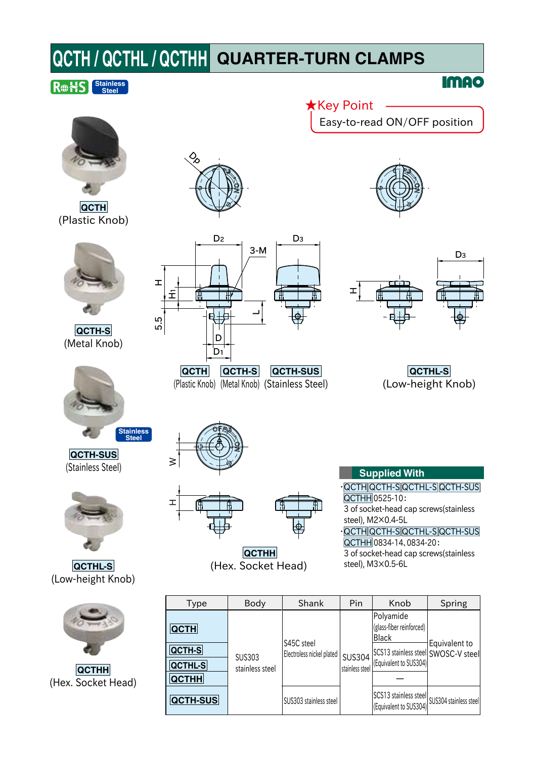# QCTH / QCTHL / QCTHH QUARTER-TURN CLAMPS

RoHS | Stainless Steel

IMAO

★Key Point
Easy-to-read ON/OFF position

QCTH
(Plastic Knob)

QCTH-S
(Metal Knob)

QCTH-SUS
(Stainless Steel)

QCTHL-S
(Low-height Knob)

QCTHH
(Hex. Socket Head)

QCTH (Plastic Knob) QCTH-S (Metal Knob) QCTH-SUS (Stainless Steel)

QCTHL-S
(Low-height Knob)

QCTHH
(Hex. Socket Head)

## Supplied With

- QCTH QCTH-S QCTHL-S QCTH-SUS QCTHH 0525-10:
  3 of socket-head cap screws(stainless steel), M2×0.4-5L
- QCTH QCTH-S QCTHL-S QCTH-SUS QCTHH 0834-14, 0834-20:
  3 of socket-head cap screws(stainless steel), M3×0.5-6L

| Type | Body | Shank | Pin | Knob | Spring |
|---|---|---|---|---|---|
| QCTH | SUS303 stainless steel | S45C steel Electroless nickel plated | SUS304 stainless steel | Polyamide (glass-fiber reinforced) Black | Equivalent to SWOSC-V steel |
| QCTH-S | | | | SCS13 stainless steel (Equivalent to SUS304) | |
| QCTHL-S | | | | | |
| QCTHH | | | | — | |
| QCTH-SUS | | SUS303 stainless steel | | SCS13 stainless steel (Equivalent to SUS304) | SUS304 stainless steel |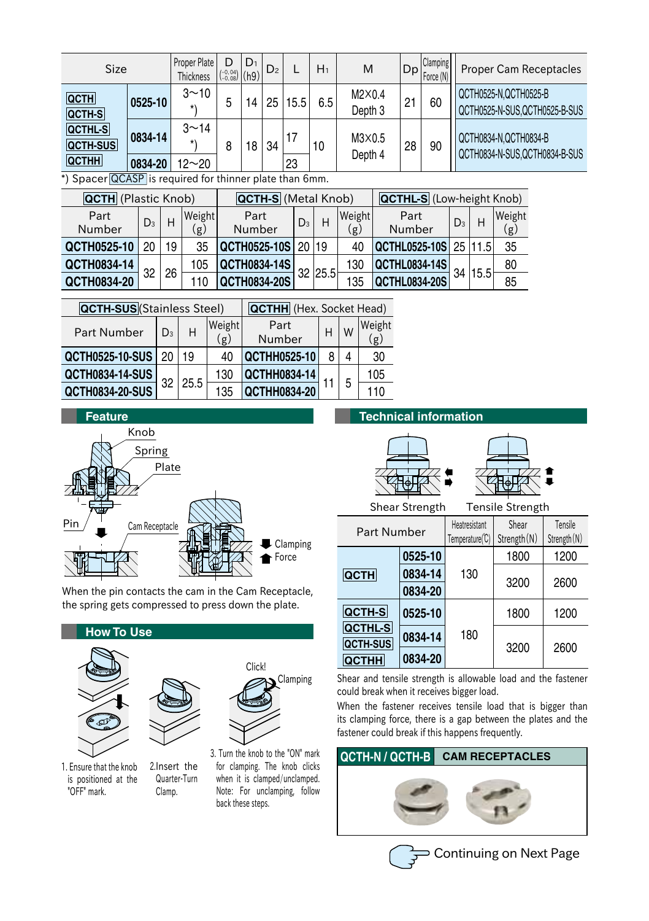| Size | | Proper Plate Thickness | D $\left(^{-0.04}_{-0.08}\right)$ | $D_1$ (h9) | $D_2$ | L | $H_1$ | M | Dp | Clamping Force (N) | Proper Cam Receptacles |
|---|---|---|---|---|---|---|---|---|---|---|---|
| QCTH<br>QCTH-S | 0525-10 | 3~10 *) | 5 | 14 | 25 | 15.5 | 6.5 | M2×0.4 Depth 3 | 21 | 60 | QCTH0525-N,QCTH0525-B<br>QCTH0525-N-SUS,QCTH0525-B-SUS |
| QCTHL-S<br>QCTH-SUS | 0834-14 | 3~14 *) | 8 | 18 | 34 | 17 | 10 | M3×0.5 Depth 4 | 28 | 90 | QCTH0834-N,QCTH0834-B<br>QCTH0834-N-SUS,QCTH0834-B-SUS |
| QCTHH | 0834-20 | 12~20 | | | | 23 | | | | | |

*) Spacer QCASP is required for thinner plate than 6mm.

| QCTH (Plastic Knob) | | | | QCTH-S (Metal Knob) | | | | QCTHL-S (Low-height Knob) | | | |
|---|---|---|---|---|---|---|---|---|---|---|---|
| Part Number | $D_3$ | H | Weight (g) | Part Number | $D_3$ | H | Weight (g) | Part Number | $D_3$ | H | Weight (g) |
| QCTH0525-10 | 20 | 19 | 35 | QCTH0525-10S | 20 | 19 | 40 | QCTHL0525-10S | 25 | 11.5 | 35 |
| QCTH0834-14 | 32 | 26 | 105 | QCTH0834-14S | 32 | 25.5 | 130 | QCTHL0834-14S | 34 | 15.5 | 80 |
| QCTH0834-20 | | | 110 | QCTH0834-20S | | | 135 | QCTHL0834-20S | | | 85 |

| QCTH-SUS (Stainless Steel) | | | | QCTHH (Hex. Socket Head) | | | |
|---|---|---|---|---|---|---|---|
| Part Number | $D_3$ | H | Weight (g) | Part Number | H | W | Weight (g) |
| QCTH0525-10-SUS | 20 | 19 | 40 | QCTHH0525-10 | 8 | 4 | 30 |
| QCTH0834-14-SUS | 32 | 25.5 | 130 | QCTHH0834-14 | 11 | 5 | 105 |
| QCTH0834-20-SUS | | | 135 | QCTHH0834-20 | | | 110 |

## Feature

Knob
Spring
Plate
Pin
Cam Receptacle
Clamping Force

When the pin contacts the cam in the Cam Receptacle, the spring gets compressed to press down the plate.

## How To Use

1. Ensure that the knob is positioned at the "OFF" mark.
2. Insert the Quarter-Turn Clamp.
3. Turn the knob to the "ON" mark for clamping. The knob clicks when it is clamped/unclamped. Note: For unclamping, follow back these steps.

Click!
Clamping

## Technical information

Shear Strength　Tensile Strength

| Part Number | | Heatresistant Temperature(℃) | Shear Strength(N) | Tensile Strength(N) |
|---|---|---|---|---|
| QCTH | 0525-10 | 130 | 1800 | 1200 |
| | 0834-14 | | 3200 | 2600 |
| | 0834-20 | | | |
| QCTH-S<br>QCTHL-S<br>QCTH-SUS<br>QCTHH | 0525-10 | 180 | 1800 | 1200 |
| | 0834-14 | | 3200 | 2600 |
| | 0834-20 | | | |

Shear and tensile strength is allowable load and the fastener could break when it receives bigger load.

When the fastener receives tensile load that is bigger than its clamping force, there is a gap between the plates and the fastener could break if this happens frequently.

## QCTH-N / QCTH-B　CAM RECEPTACLES

Continuing on Next Page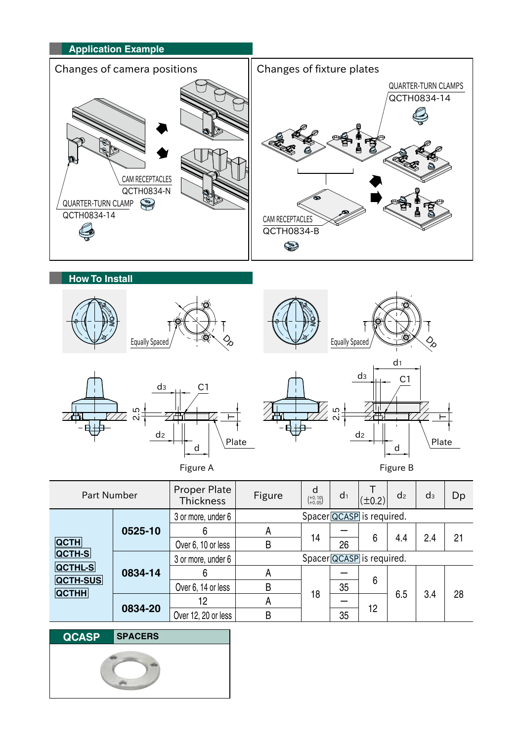## Application Example

**Changes of camera positions**

CAM RECEPTACLES
QCTH0834-N

QUARTER-TURN CLAMP
QCTH0834-14

**Changes of fixture plates**

QUARTER-TURN CLAMPS
QCTH0834-14

CAM RECEPTACLES
QCTH0834-B

## How To Install

Equally Spaced

Dp

d3 C1

2.5

T

d2

d

Plate

Figure A

Equally Spaced

Dp

d1

d3 C1

2.5

T

d2

d

Plate

Figure B

| Part Number | | Proper Plate Thickness | Figure | d (+0.10/+0.05) | $d_1$ | T (±0.2) | $d_2$ | $d_3$ | Dp |
|---|---|---|---|---|---|---|---|---|---|
| QCTH QCTH-S QCTHL-S QCTH-SUS QCTHH | 0525-10 | 3 or more, under 6 | Spacer QCASP is required. | | | | | | |
| | | 6 | A | 14 | – | 6 | 4.4 | 2.4 | 21 |
| | | Over 6, 10 or less | B | | 26 | | | | |
| | 0834-14 | 3 or more, under 6 | Spacer QCASP is required. | | | | | | |
| | | 6 | A | 18 | – | 6 | 6.5 | 3.4 | 28 |
| | | Over 6, 14 or less | B | | 35 | | | | |
| | 0834-20 | 12 | A | | – | 12 | | | |
| | | Over 12, 20 or less | B | | 35 | | | | |

**QCASP** SPACERS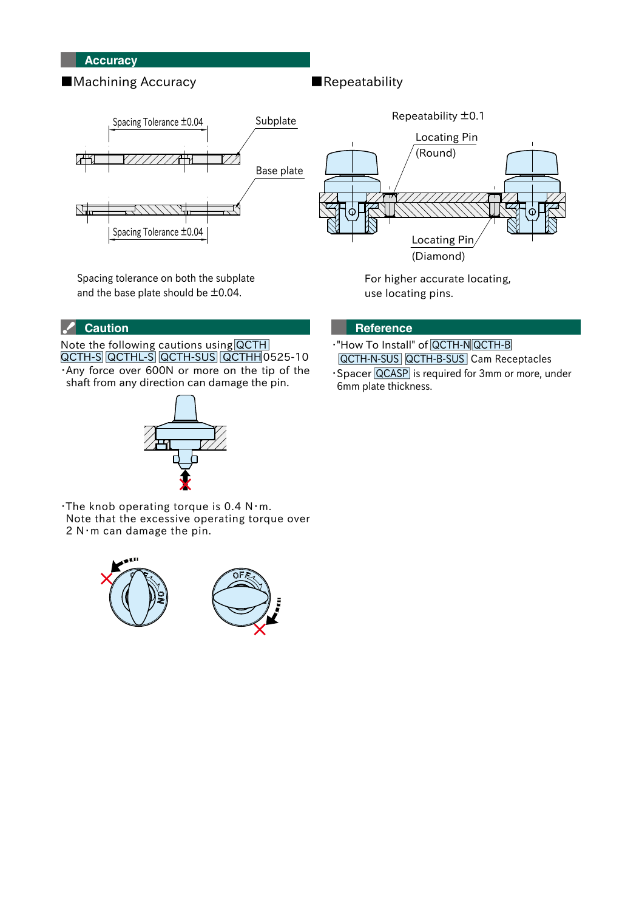## Accuracy

### ■Machining Accuracy

Spacing Tolerance ±0.04

Subplate

Base plate

Spacing Tolerance ±0.04

Spacing tolerance on both the subplate and the base plate should be ±0.04.

### ■Repeatability

Repeatability ±0.1

Locating Pin (Round)

Locating Pin (Diamond)

For higher accurate locating, use locating pins.

## Caution

Note the following cautions using QCTH QCTH-S QCTHL-S QCTH-SUS QCTHH0525-10

・Any force over 600N or more on the tip of the shaft from any direction can damage the pin.

・The knob operating torque is 0.4 N・m. Note that the excessive operating torque over 2 N・m can damage the pin.

OFF

ON

OFF

## Reference

・"How To Install" of QCTH-N QCTH-B QCTH-N-SUS QCTH-B-SUS Cam Receptacles

・Spacer QCASP is required for 3mm or more, under 6mm plate thickness.